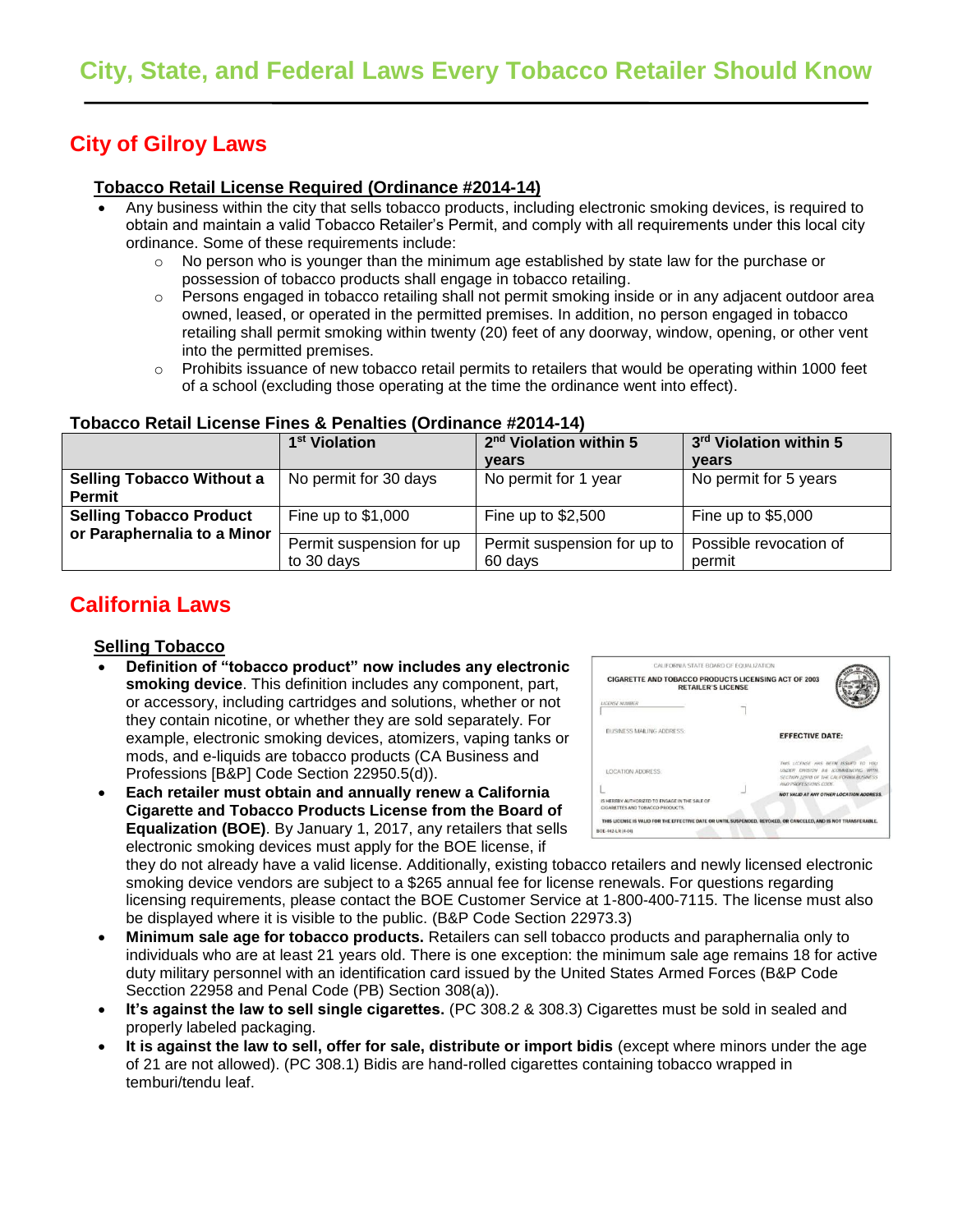# City, State, and Federal Laws Every Tobacco Retailer Should Know

## City of Gilroy Laws

### Tobacco Retail License Required (Ordinance #2014-14)

- Any business within the city that sells tobacco products, including electronic smoking devices, is required to obtain and maintain a valid Tobacco Retailer's Permit, and comply with all requirements under this local city ordinance. Some of these requirements include:
  - No person who is younger than the minimum age established by state law for the purchase or possession of tobacco products shall engage in tobacco retailing.
  - Persons engaged in tobacco retailing shall not permit smoking inside or in any adjacent outdoor area owned, leased, or operated in the permitted premises. In addition, no person engaged in tobacco retailing shall permit smoking within twenty (20) feet of any doorway, window, opening, or other vent into the permitted premises.
  - Prohibits issuance of new tobacco retail permits to retailers that would be operating within 1000 feet of a school (excluding those operating at the time the ordinance went into effect).

### Tobacco Retail License Fines & Penalties (Ordinance #2014-14)

| | 1st Violation | 2nd Violation within 5 years | 3rd Violation within 5 years |
|---|---|---|---|
| **Selling Tobacco Without a Permit** | No permit for 30 days | No permit for 1 year | No permit for 5 years |
| **Selling Tobacco Product or Paraphernalia to a Minor** | Fine up to $1,000 | Fine up to $2,500 | Fine up to $5,000 |
| | Permit suspension for up to 30 days | Permit suspension for up to 60 days | Possible revocation of permit |

## California Laws

### Selling Tobacco

- **Definition of "tobacco product" now includes any electronic smoking device**. This definition includes any component, part, or accessory, including cartridges and solutions, whether or not they contain nicotine, or whether they are sold separately. For example, electronic smoking devices, atomizers, vaping tanks or mods, and e-liquids are tobacco products (CA Business and Professions [B&P] Code Section 22950.5(d)).
- **Each retailer must obtain and annually renew a California Cigarette and Tobacco Products License from the Board of Equalization (BOE)**. By January 1, 2017, any retailers that sells electronic smoking devices must apply for the BOE license, if they do not already have a valid license. Additionally, existing tobacco retailers and newly licensed electronic smoking device vendors are subject to a $265 annual fee for license renewals. For questions regarding licensing requirements, please contact the BOE Customer Service at 1-800-400-7115. The license must also be displayed where it is visible to the public. (B&P Code Section 22973.3)
- **Minimum sale age for tobacco products.** Retailers can sell tobacco products and paraphernalia only to individuals who are at least 21 years old. There is one exception: the minimum sale age remains 18 for active duty military personnel with an identification card issued by the United States Armed Forces (B&P Code Secction 22958 and Penal Code (PB) Section 308(a)).
- **It's against the law to sell single cigarettes.** (PC 308.2 & 308.3) Cigarettes must be sold in sealed and properly labeled packaging.
- **It is against the law to sell, offer for sale, distribute or import bidis** (except where minors under the age of 21 are not allowed). (PC 308.1) Bidis are hand-rolled cigarettes containing tobacco wrapped in temburi/tendu leaf.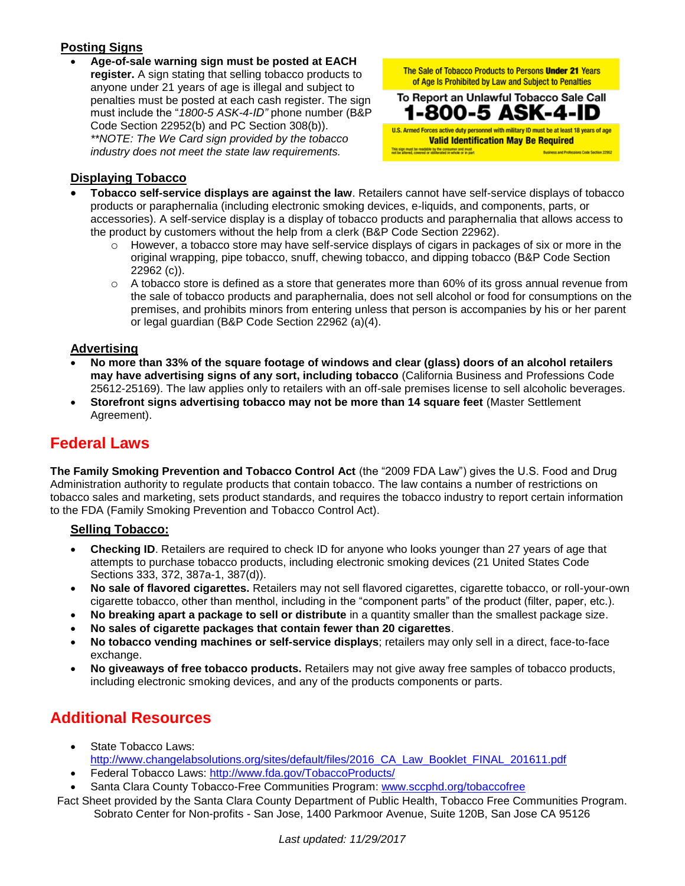## Posting Signs

- **Age-of-sale warning sign must be posted at EACH register.** A sign stating that selling tobacco products to anyone under 21 years of age is illegal and subject to penalties must be posted at each cash register. The sign must include the "*1800-5 ASK-4-ID"* phone number (B&P Code Section 22952(b) and PC Section 308(b)). *\*\*NOTE: The We Card sign provided by the tobacco industry does not meet the state law requirements.*

The Sale of Tobacco Products to Persons **Under 21** Years of Age Is Prohibited by Law and Subject to Penalties

To Report an Unlawful Tobacco Sale Call
**1-800-5 ASK-4-ID**

U.S. Armed Forces active duty personnel with military ID must be at least 18 years of age
**Valid Identification May Be Required**

This sign must be readable by the consumer and must not be altered, covered or obliterated in whole or in part

Business and Professions Code Section 22952

## Displaying Tobacco

- **Tobacco self-service displays are against the law**. Retailers cannot have self-service displays of tobacco products or paraphernalia (including electronic smoking devices, e-liquids, and components, parts, or accessories). A self-service display is a display of tobacco products and paraphernalia that allows access to the product by customers without the help from a clerk (B&P Code Section 22962).
  - However, a tobacco store may have self-service displays of cigars in packages of six or more in the original wrapping, pipe tobacco, snuff, chewing tobacco, and dipping tobacco (B&P Code Section 22962 (c)).
  - A tobacco store is defined as a store that generates more than 60% of its gross annual revenue from the sale of tobacco products and paraphernalia, does not sell alcohol or food for consumptions on the premises, and prohibits minors from entering unless that person is accompanies by his or her parent or legal guardian (B&P Code Section 22962 (a)(4).

## Advertising

- **No more than 33% of the square footage of windows and clear (glass) doors of an alcohol retailers may have advertising signs of any sort, including tobacco** (California Business and Professions Code 25612-25169). The law applies only to retailers with an off-sale premises license to sell alcoholic beverages.
- **Storefront signs advertising tobacco may not be more than 14 square feet** (Master Settlement Agreement).

# Federal Laws

**The Family Smoking Prevention and Tobacco Control Act** (the "2009 FDA Law") gives the U.S. Food and Drug Administration authority to regulate products that contain tobacco. The law contains a number of restrictions on tobacco sales and marketing, sets product standards, and requires the tobacco industry to report certain information to the FDA (Family Smoking Prevention and Tobacco Control Act).

## Selling Tobacco:

- **Checking ID**. Retailers are required to check ID for anyone who looks younger than 27 years of age that attempts to purchase tobacco products, including electronic smoking devices (21 United States Code Sections 333, 372, 387a-1, 387(d)).
- **No sale of flavored cigarettes.** Retailers may not sell flavored cigarettes, cigarette tobacco, or roll-your-own cigarette tobacco, other than menthol, including in the "component parts" of the product (filter, paper, etc.).
- **No breaking apart a package to sell or distribute** in a quantity smaller than the smallest package size.
- **No sales of cigarette packages that contain fewer than 20 cigarettes**.
- **No tobacco vending machines or self-service displays**; retailers may only sell in a direct, face-to-face exchange.
- **No giveaways of free tobacco products.** Retailers may not give away free samples of tobacco products, including electronic smoking devices, and any of the products components or parts.

# Additional Resources

- State Tobacco Laws: http://www.changelabsolutions.org/sites/default/files/2016_CA_Law_Booklet_FINAL_201611.pdf
- Federal Tobacco Laws: http://www.fda.gov/TobaccoProducts/
- Santa Clara County Tobacco-Free Communities Program: www.sccphd.org/tobaccofree

Fact Sheet provided by the Santa Clara County Department of Public Health, Tobacco Free Communities Program.
Sobrato Center for Non-profits - San Jose, 1400 Parkmoor Avenue, Suite 120B, San Jose CA 95126

*Last updated: 11/29/2017*